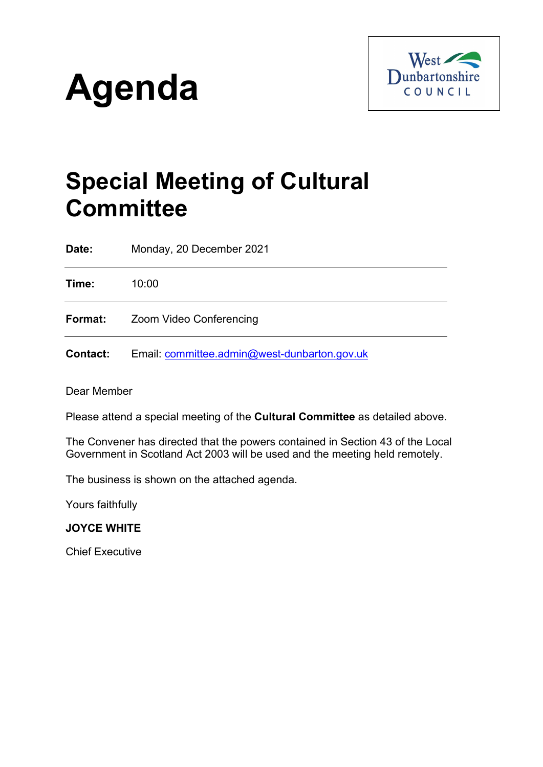# Agenda

West Dunbartonshire COUNCIL

## Special Meeting of Cultural Committee

| | |
|---|---|
| **Date:** | Monday, 20 December 2021 |
| **Time:** | 10:00 |
| **Format:** | Zoom Video Conferencing |
| **Contact:** | Email: committee.admin@west-dunbarton.gov.uk |

Dear Member

Please attend a special meeting of the **Cultural Committee** as detailed above.

The Convener has directed that the powers contained in Section 43 of the Local Government in Scotland Act 2003 will be used and the meeting held remotely.

The business is shown on the attached agenda.

Yours faithfully

**JOYCE WHITE**

Chief Executive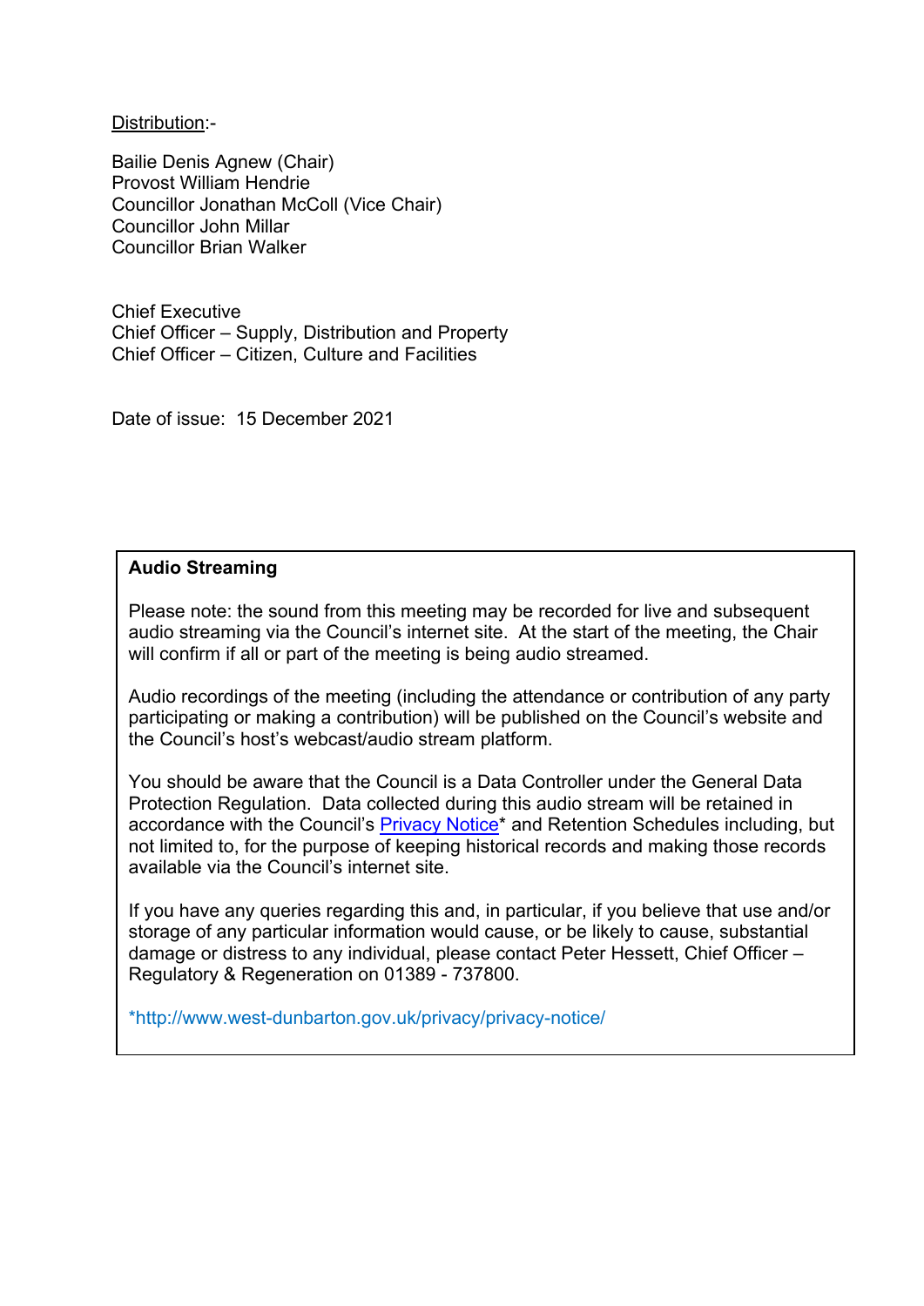Distribution:-

Bailie Denis Agnew (Chair)
Provost William Hendrie
Councillor Jonathan McColl (Vice Chair)
Councillor John Millar
Councillor Brian Walker

Chief Executive
Chief Officer – Supply, Distribution and Property
Chief Officer – Citizen, Culture and Facilities

Date of issue: 15 December 2021

**Audio Streaming**

Please note: the sound from this meeting may be recorded for live and subsequent audio streaming via the Council's internet site. At the start of the meeting, the Chair will confirm if all or part of the meeting is being audio streamed.

Audio recordings of the meeting (including the attendance or contribution of any party participating or making a contribution) will be published on the Council's website and the Council's host's webcast/audio stream platform.

You should be aware that the Council is a Data Controller under the General Data Protection Regulation. Data collected during this audio stream will be retained in accordance with the Council's [Privacy Notice](http://www.west-dunbarton.gov.uk/privacy/privacy-notice/)* and Retention Schedules including, but not limited to, for the purpose of keeping historical records and making those records available via the Council's internet site.

If you have any queries regarding this and, in particular, if you believe that use and/or storage of any particular information would cause, or be likely to cause, substantial damage or distress to any individual, please contact Peter Hessett, Chief Officer – Regulatory & Regeneration on 01389 - 737800.

*http://www.west-dunbarton.gov.uk/privacy/privacy-notice/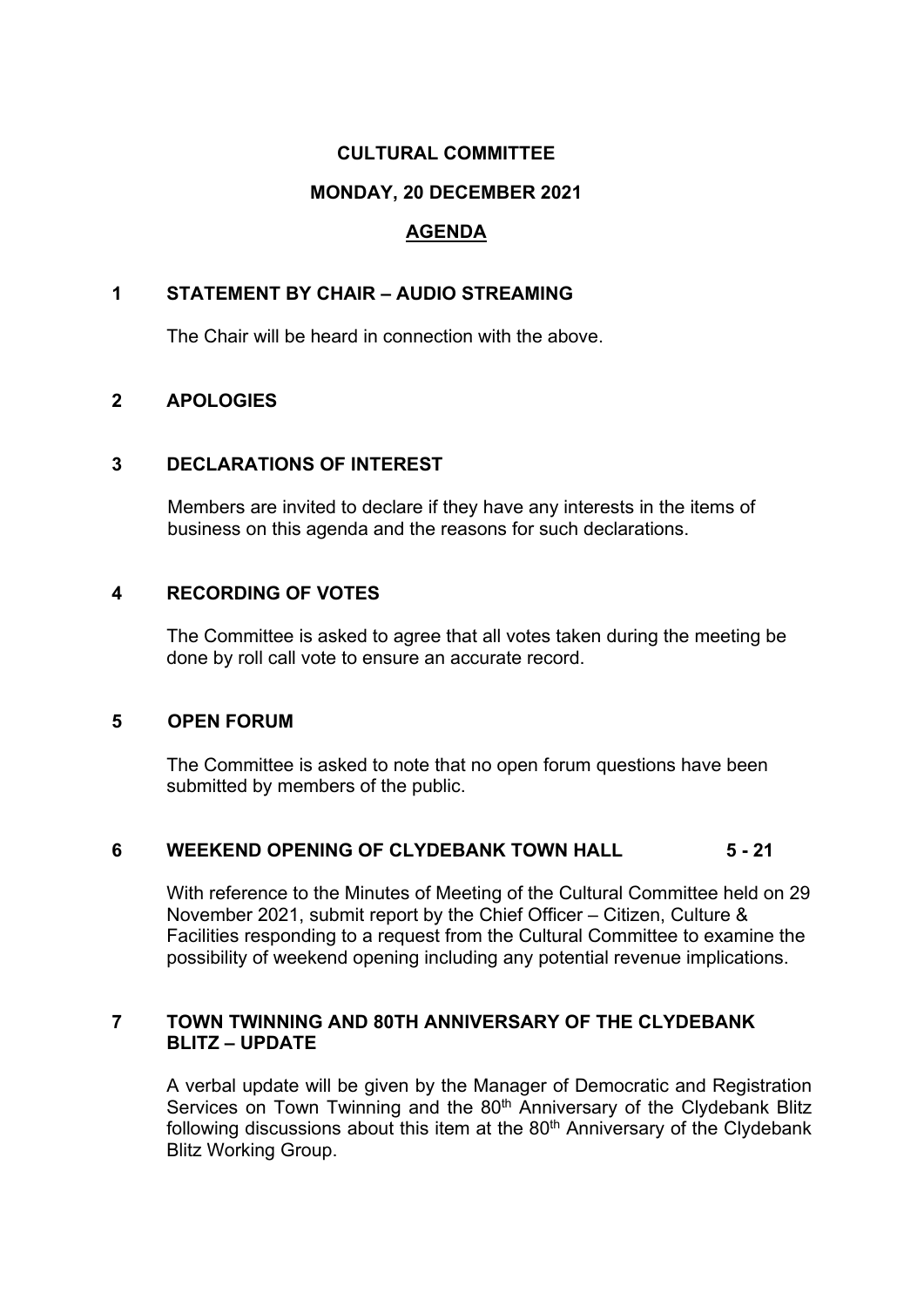**CULTURAL COMMITTEE**

**MONDAY, 20 DECEMBER 2021**

**AGENDA**

**1 STATEMENT BY CHAIR – AUDIO STREAMING**

The Chair will be heard in connection with the above.

**2 APOLOGIES**

**3 DECLARATIONS OF INTEREST**

Members are invited to declare if they have any interests in the items of business on this agenda and the reasons for such declarations.

**4 RECORDING OF VOTES**

The Committee is asked to agree that all votes taken during the meeting be done by roll call vote to ensure an accurate record.

**5 OPEN FORUM**

The Committee is asked to note that no open forum questions have been submitted by members of the public.

**6 WEEKEND OPENING OF CLYDEBANK TOWN HALL 5 - 21**

With reference to the Minutes of Meeting of the Cultural Committee held on 29 November 2021, submit report by the Chief Officer – Citizen, Culture & Facilities responding to a request from the Cultural Committee to examine the possibility of weekend opening including any potential revenue implications.

**7 TOWN TWINNING AND 80TH ANNIVERSARY OF THE CLYDEBANK BLITZ – UPDATE**

A verbal update will be given by the Manager of Democratic and Registration Services on Town Twinning and the 80th Anniversary of the Clydebank Blitz following discussions about this item at the 80th Anniversary of the Clydebank Blitz Working Group.